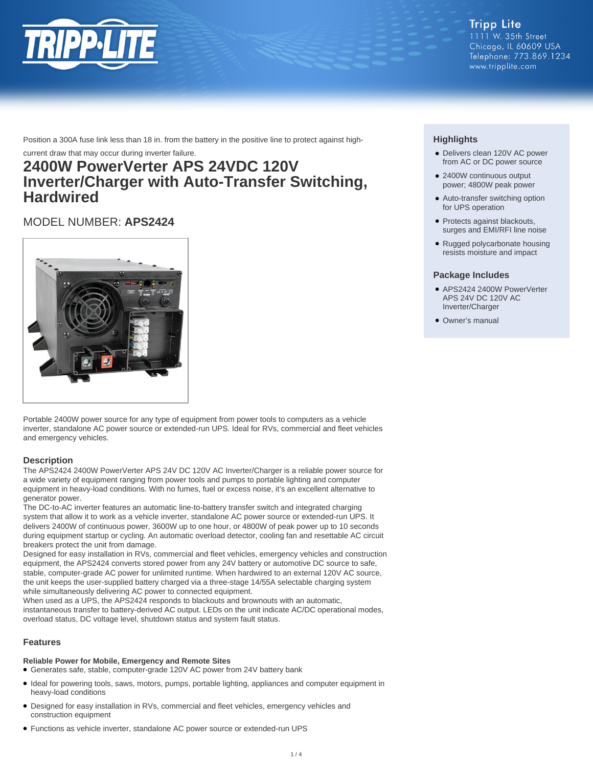Position a 300A fuse link less than 18 in. from the battery in the positive line to protect against high-current draw that may occur during inverter failure.

# 2400W PowerVerter APS 24VDC 120V Inverter/Charger with Auto-Transfer Switching, Hardwired

## MODEL NUMBER: **APS2424**

Portable 2400W power source for any type of equipment from power tools to computers as a vehicle inverter, standalone AC power source or extended-run UPS. Ideal for RVs, commercial and fleet vehicles and emergency vehicles.

### Highlights

- Delivers clean 120V AC power from AC or DC power source
- 2400W continuous output power; 4800W peak power
- Auto-transfer switching option for UPS operation
- Protects against blackouts, surges and EMI/RFI line noise
- Rugged polycarbonate housing resists moisture and impact

### Package Includes

- APS2424 2400W PowerVerter APS 24V DC 120V AC Inverter/Charger
- Owner's manual

### Description

The APS2424 2400W PowerVerter APS 24V DC 120V AC Inverter/Charger is a reliable power source for a wide variety of equipment ranging from power tools and pumps to portable lighting and computer equipment in heavy-load conditions. With no fumes, fuel or excess noise, it's an excellent alternative to generator power.

The DC-to-AC inverter features an automatic line-to-battery transfer switch and integrated charging system that allow it to work as a vehicle inverter, standalone AC power source or extended-run UPS. It delivers 2400W of continuous power, 3600W up to one hour, or 4800W of peak power up to 10 seconds during equipment startup or cycling. An automatic overload detector, cooling fan and resettable AC circuit breakers protect the unit from damage.

Designed for easy installation in RVs, commercial and fleet vehicles, emergency vehicles and construction equipment, the APS2424 converts stored power from any 24V battery or automotive DC source to safe, stable, computer-grade AC power for unlimited runtime. When hardwired to an external 120V AC source, the unit keeps the user-supplied battery charged via a three-stage 14/55A selectable charging system while simultaneously delivering AC power to connected equipment.

When used as a UPS, the APS2424 responds to blackouts and brownouts with an automatic, instantaneous transfer to battery-derived AC output. LEDs on the unit indicate AC/DC operational modes, overload status, DC voltage level, shutdown status and system fault status.

### Features

**Reliable Power for Mobile, Emergency and Remote Sites**

- Generates safe, stable, computer-grade 120V AC power from 24V battery bank
- Ideal for powering tools, saws, motors, pumps, portable lighting, appliances and computer equipment in heavy-load conditions
- Designed for easy installation in RVs, commercial and fleet vehicles, emergency vehicles and construction equipment
- Functions as vehicle inverter, standalone AC power source or extended-run UPS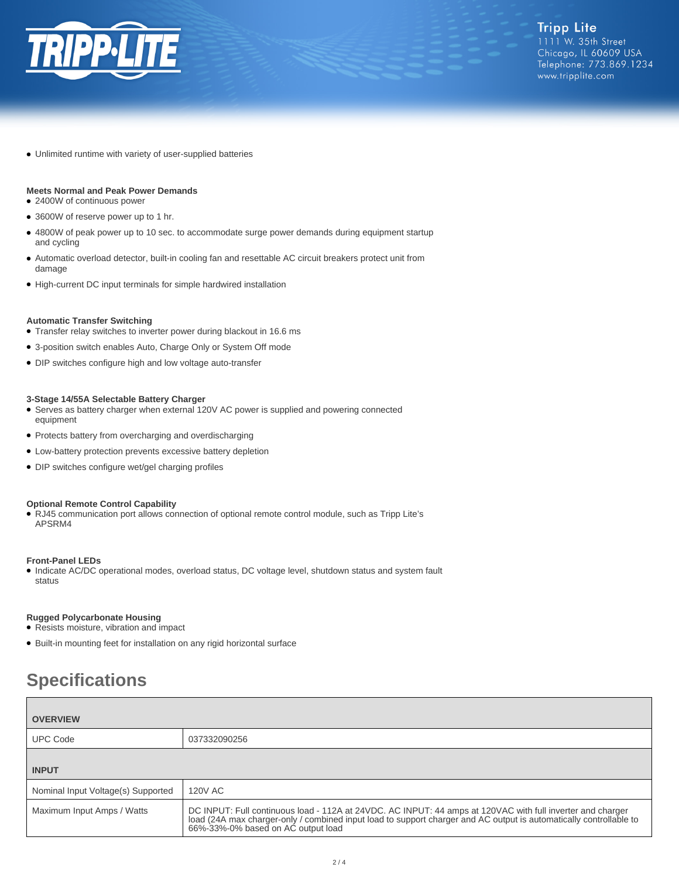- Unlimited runtime with variety of user-supplied batteries

**Meets Normal and Peak Power Demands**

- 2400W of continuous power
- 3600W of reserve power up to 1 hr.
- 4800W of peak power up to 10 sec. to accommodate surge power demands during equipment startup and cycling
- Automatic overload detector, built-in cooling fan and resettable AC circuit breakers protect unit from damage
- High-current DC input terminals for simple hardwired installation

**Automatic Transfer Switching**

- Transfer relay switches to inverter power during blackout in 16.6 ms
- 3-position switch enables Auto, Charge Only or System Off mode
- DIP switches configure high and low voltage auto-transfer

**3-Stage 14/55A Selectable Battery Charger**

- Serves as battery charger when external 120V AC power is supplied and powering connected equipment
- Protects battery from overcharging and overdischarging
- Low-battery protection prevents excessive battery depletion
- DIP switches configure wet/gel charging profiles

**Optional Remote Control Capability**

- RJ45 communication port allows connection of optional remote control module, such as Tripp Lite's APSRM4

**Front-Panel LEDs**

- Indicate AC/DC operational modes, overload status, DC voltage level, shutdown status and system fault status

**Rugged Polycarbonate Housing**

- Resists moisture, vibration and impact
- Built-in mounting feet for installation on any rigid horizontal surface

## Specifications

| OVERVIEW | |
|---|---|
| UPC Code | 037332090256 |
| **INPUT** | |
| Nominal Input Voltage(s) Supported | 120V AC |
| Maximum Input Amps / Watts | DC INPUT: Full continuous load - 112A at 24VDC. AC INPUT: 44 amps at 120VAC with full inverter and charger load (24A max charger-only / combined input load to support charger and AC output is automatically controllable to 66%-33%-0% based on AC output load |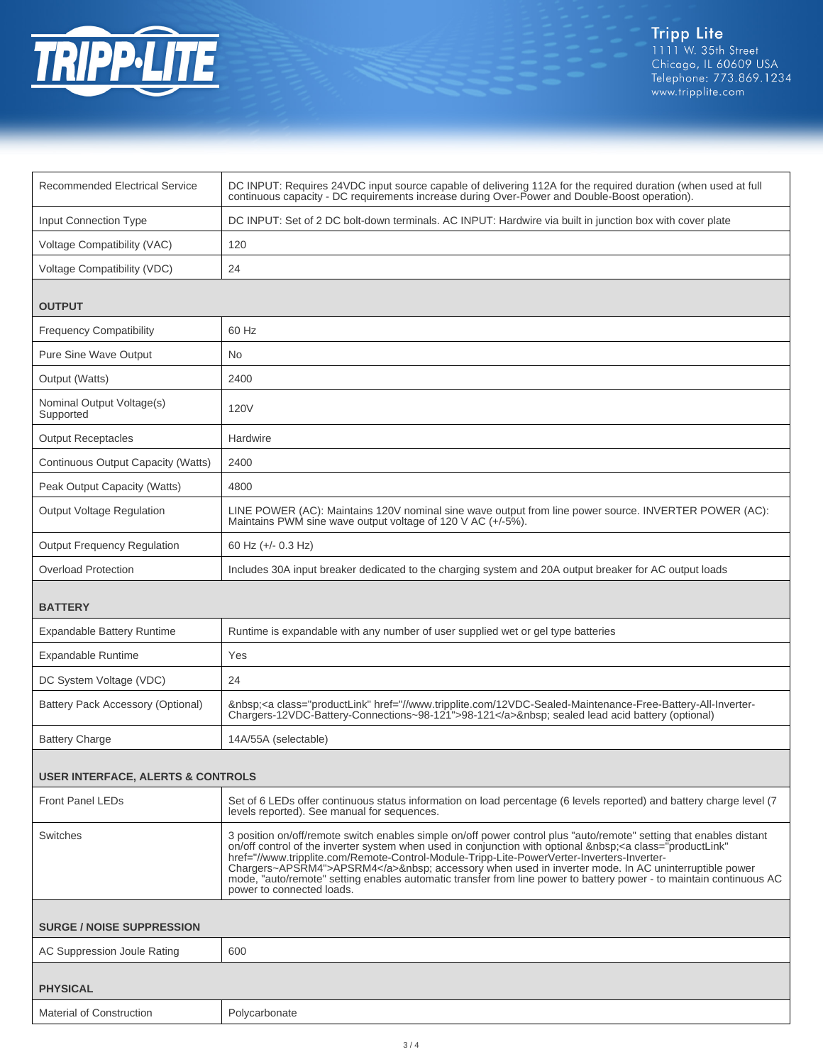| | |
|---|---|
| Recommended Electrical Service | DC INPUT: Requires 24VDC input source capable of delivering 112A for the required duration (when used at full continuous capacity - DC requirements increase during Over-Power and Double-Boost operation). |
| Input Connection Type | DC INPUT: Set of 2 DC bolt-down terminals. AC INPUT: Hardwire via built in junction box with cover plate |
| Voltage Compatibility (VAC) | 120 |
| Voltage Compatibility (VDC) | 24 |
| **OUTPUT** | |
| Frequency Compatibility | 60 Hz |
| Pure Sine Wave Output | No |
| Output (Watts) | 2400 |
| Nominal Output Voltage(s) Supported | 120V |
| Output Receptacles | Hardwire |
| Continuous Output Capacity (Watts) | 2400 |
| Peak Output Capacity (Watts) | 4800 |
| Output Voltage Regulation | LINE POWER (AC): Maintains 120V nominal sine wave output from line power source. INVERTER POWER (AC): Maintains PWM sine wave output voltage of 120 V AC (+/-5%). |
| Output Frequency Regulation | 60 Hz (+/- 0.3 Hz) |
| Overload Protection | Includes 30A input breaker dedicated to the charging system and 20A output breaker for AC output loads |
| **BATTERY** | |
| Expandable Battery Runtime | Runtime is expandable with any number of user supplied wet or gel type batteries |
| Expandable Runtime | Yes |
| DC System Voltage (VDC) | 24 |
| Battery Pack Accessory (Optional) | &nbsp;<a class="productLink" href="//www.tripplite.com/12VDC-Sealed-Maintenance-Free-Battery-All-Inverter-Chargers-12VDC-Battery-Connections~98-121">98-121</a>&nbsp; sealed lead acid battery (optional) |
| Battery Charge | 14A/55A (selectable) |
| **USER INTERFACE, ALERTS & CONTROLS** | |
| Front Panel LEDs | Set of 6 LEDs offer continuous status information on load percentage (6 levels reported) and battery charge level (7 levels reported). See manual for sequences. |
| Switches | 3 position on/off/remote switch enables simple on/off power control plus "auto/remote" setting that enables distant on/off control of the inverter system when used in conjunction with optional &nbsp;<a class="productLink" href="//www.tripplite.com/Remote-Control-Module-Tripp-Lite-PowerVerter-Inverters-Inverter-Chargers~APSRM4">APSRM4</a>&nbsp; accessory when used in inverter mode. In AC uninterruptible power mode, "auto/remote" setting enables automatic transfer from line power to battery power - to maintain continuous AC power to connected loads. |
| **SURGE / NOISE SUPPRESSION** | |
| AC Suppression Joule Rating | 600 |
| **PHYSICAL** | |
| Material of Construction | Polycarbonate |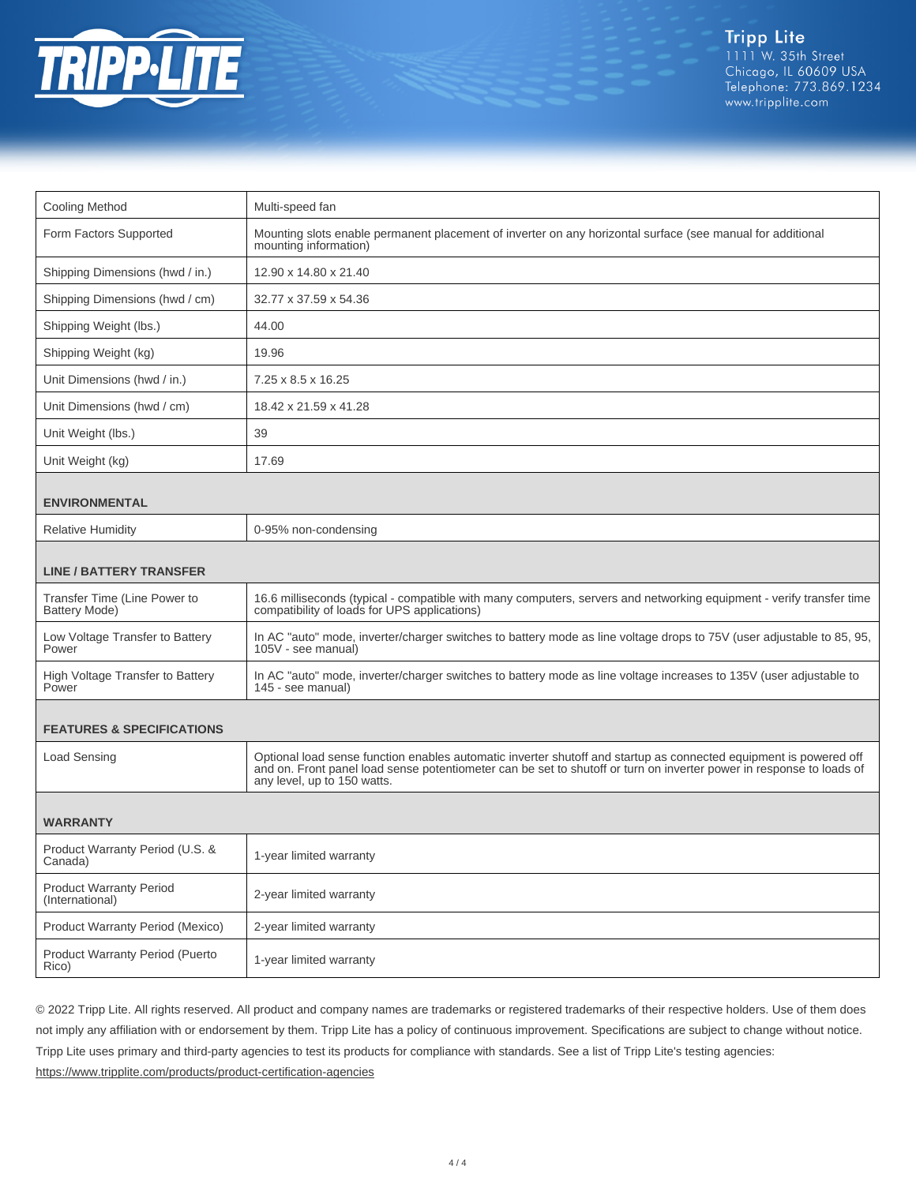Tripp Lite
1111 W. 35th Street
Chicago, IL 60609 USA
Telephone: 773.869.1234
www.tripplite.com

| | |
|---|---|
| Cooling Method | Multi-speed fan |
| Form Factors Supported | Mounting slots enable permanent placement of inverter on any horizontal surface (see manual for additional mounting information) |
| Shipping Dimensions (hwd / in.) | 12.90 x 14.80 x 21.40 |
| Shipping Dimensions (hwd / cm) | 32.77 x 37.59 x 54.36 |
| Shipping Weight (lbs.) | 44.00 |
| Shipping Weight (kg) | 19.96 |
| Unit Dimensions (hwd / in.) | 7.25 x 8.5 x 16.25 |
| Unit Dimensions (hwd / cm) | 18.42 x 21.59 x 41.28 |
| Unit Weight (lbs.) | 39 |
| Unit Weight (kg) | 17.69 |
| **ENVIRONMENTAL** | |
| Relative Humidity | 0-95% non-condensing |
| **LINE / BATTERY TRANSFER** | |
| Transfer Time (Line Power to Battery Mode) | 16.6 milliseconds (typical - compatible with many computers, servers and networking equipment - verify transfer time compatibility of loads for UPS applications) |
| Low Voltage Transfer to Battery Power | In AC "auto" mode, inverter/charger switches to battery mode as line voltage drops to 75V (user adjustable to 85, 95, 105V - see manual) |
| High Voltage Transfer to Battery Power | In AC "auto" mode, inverter/charger switches to battery mode as line voltage increases to 135V (user adjustable to 145 - see manual) |
| **FEATURES & SPECIFICATIONS** | |
| Load Sensing | Optional load sense function enables automatic inverter shutoff and startup as connected equipment is powered off and on. Front panel load sense potentiometer can be set to shutoff or turn on inverter power in response to loads of any level, up to 150 watts. |
| **WARRANTY** | |
| Product Warranty Period (U.S. & Canada) | 1-year limited warranty |
| Product Warranty Period (International) | 2-year limited warranty |
| Product Warranty Period (Mexico) | 2-year limited warranty |
| Product Warranty Period (Puerto Rico) | 1-year limited warranty |

© 2022 Tripp Lite. All rights reserved. All product and company names are trademarks or registered trademarks of their respective holders. Use of them does not imply any affiliation with or endorsement by them. Tripp Lite has a policy of continuous improvement. Specifications are subject to change without notice. Tripp Lite uses primary and third-party agencies to test its products for compliance with standards. See a list of Tripp Lite's testing agencies: https://www.tripplite.com/products/product-certification-agencies